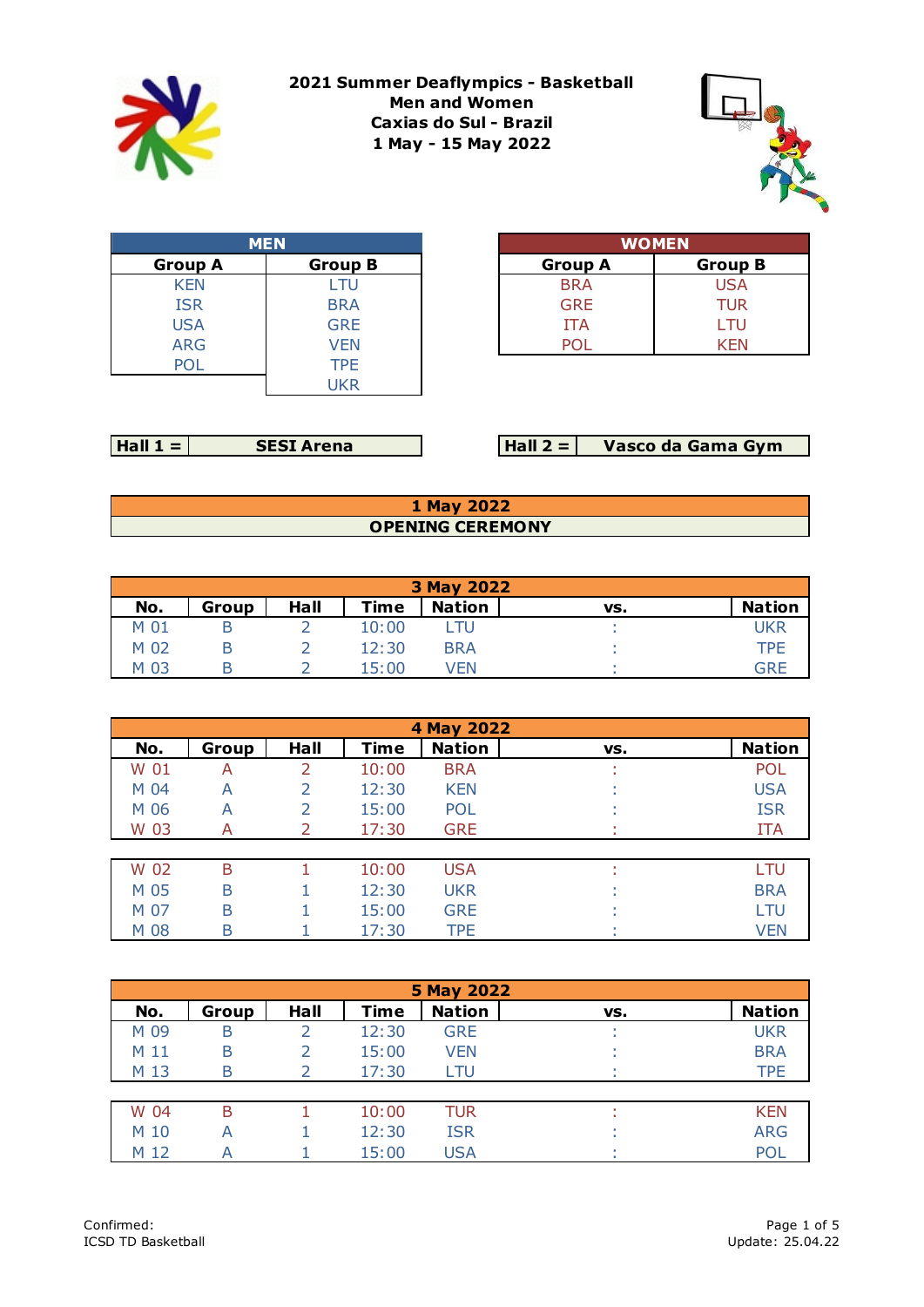# 2021 Summer Deaflympics - Basketball
## Men and Women
## Caxias do Sul - Brazil
## 1 May - 15 May 2022

| MEN | |
|---|---|
| **Group A** | **Group B** |
| KEN | LTU |
| ISR | BRA |
| USA | GRE |
| ARG | VEN |
| POL | TPE |
| | UKR |

| WOMEN | |
|---|---|
| **Group A** | **Group B** |
| BRA | USA |
| GRE | TUR |
| ITA | LTU |
| POL | KEN |

**Hall 1 =** SESI Arena

**Hall 2 =** Vasco da Gama Gym

## 1 May 2022

**OPENING CEREMONY**

## 3 May 2022

| No. | Group | Hall | Time | Nation | vs. | Nation |
|---|---|---|---|---|---|---|
| M 01 | B | 2 | 10:00 | LTU | : | UKR |
| M 02 | B | 2 | 12:30 | BRA | : | TPE |
| M 03 | B | 2 | 15:00 | VEN | : | GRE |

## 4 May 2022

| No. | Group | Hall | Time | Nation | vs. | Nation |
|---|---|---|---|---|---|---|
| W 01 | A | 2 | 10:00 | BRA | : | POL |
| M 04 | A | 2 | 12:30 | KEN | : | USA |
| M 06 | A | 2 | 15:00 | POL | : | ISR |
| W 03 | A | 2 | 17:30 | GRE | : | ITA |

| No. | Group | Hall | Time | Nation | vs. | Nation |
|---|---|---|---|---|---|---|
| W 02 | B | 1 | 10:00 | USA | : | LTU |
| M 05 | B | 1 | 12:30 | UKR | : | BRA |
| M 07 | B | 1 | 15:00 | GRE | : | LTU |
| M 08 | B | 1 | 17:30 | TPE | : | VEN |

## 5 May 2022

| No. | Group | Hall | Time | Nation | vs. | Nation |
|---|---|---|---|---|---|---|
| M 09 | B | 2 | 12:30 | GRE | : | UKR |
| M 11 | B | 2 | 15:00 | VEN | : | BRA |
| M 13 | B | 2 | 17:30 | LTU | : | TPE |

| No. | Group | Hall | Time | Nation | vs. | Nation |
|---|---|---|---|---|---|---|
| W 04 | B | 1 | 10:00 | TUR | : | KEN |
| M 10 | A | 1 | 12:30 | ISR | : | ARG |
| M 12 | A | 1 | 15:00 | USA | : | POL |

Confirmed:
ICSD TD Basketball

Update: 25.04.22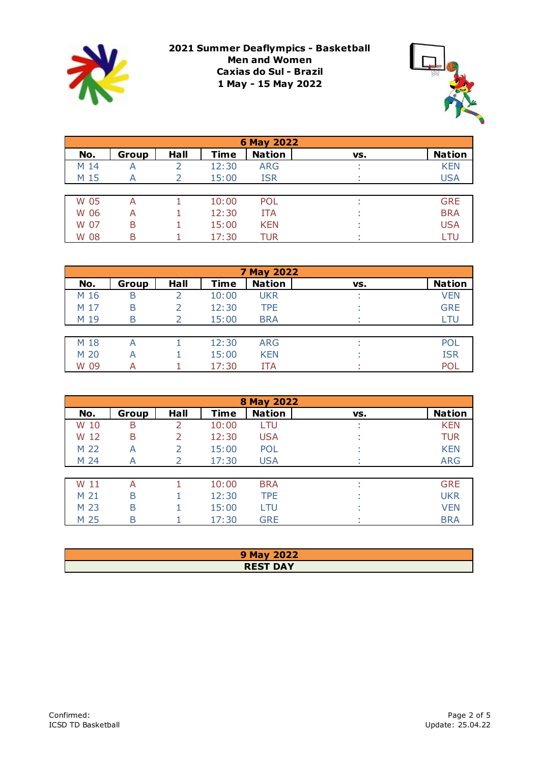**2021 Summer Deaflympics - Basketball**
**Men and Women**
**Caxias do Sul - Brazil**
**1 May - 15 May 2022**

| 6 May 2022 | | | | | | |
|---|---|---|---|---|---|---|
| **No.** | **Group** | **Hall** | **Time** | **Nation** | **vs.** | **Nation** |
| M 14 | A | 2 | 12:30 | ARG | : | KEN |
| M 15 | A | 2 | 15:00 | ISR | : | USA |
| W 05 | A | 1 | 10:00 | POL | : | GRE |
| W 06 | A | 1 | 12:30 | ITA | : | BRA |
| W 07 | B | 1 | 15:00 | KEN | : | USA |
| W 08 | B | 1 | 17:30 | TUR | : | LTU |

| 7 May 2022 | | | | | | |
|---|---|---|---|---|---|---|
| **No.** | **Group** | **Hall** | **Time** | **Nation** | **vs.** | **Nation** |
| M 16 | B | 2 | 10:00 | UKR | : | VEN |
| M 17 | B | 2 | 12:30 | TPE | : | GRE |
| M 19 | B | 2 | 15:00 | BRA | : | LTU |
| M 18 | A | 1 | 12:30 | ARG | : | POL |
| M 20 | A | 1 | 15:00 | KEN | : | ISR |
| W 09 | A | 1 | 17:30 | ITA | : | POL |

| 8 May 2022 | | | | | | |
|---|---|---|---|---|---|---|
| **No.** | **Group** | **Hall** | **Time** | **Nation** | **vs.** | **Nation** |
| W 10 | B | 2 | 10:00 | LTU | : | KEN |
| W 12 | B | 2 | 12:30 | USA | : | TUR |
| M 22 | A | 2 | 15:00 | POL | : | KEN |
| M 24 | A | 2 | 17:30 | USA | : | ARG |
| W 11 | A | 1 | 10:00 | BRA | : | GRE |
| M 21 | B | 1 | 12:30 | TPE | : | UKR |
| M 23 | B | 1 | 15:00 | LTU | : | VEN |
| M 25 | B | 1 | 17:30 | GRE | : | BRA |

| 9 May 2022 |
|---|
| **REST DAY** |

Confirmed:
ICSD TD Basketball

Update: 25.04.22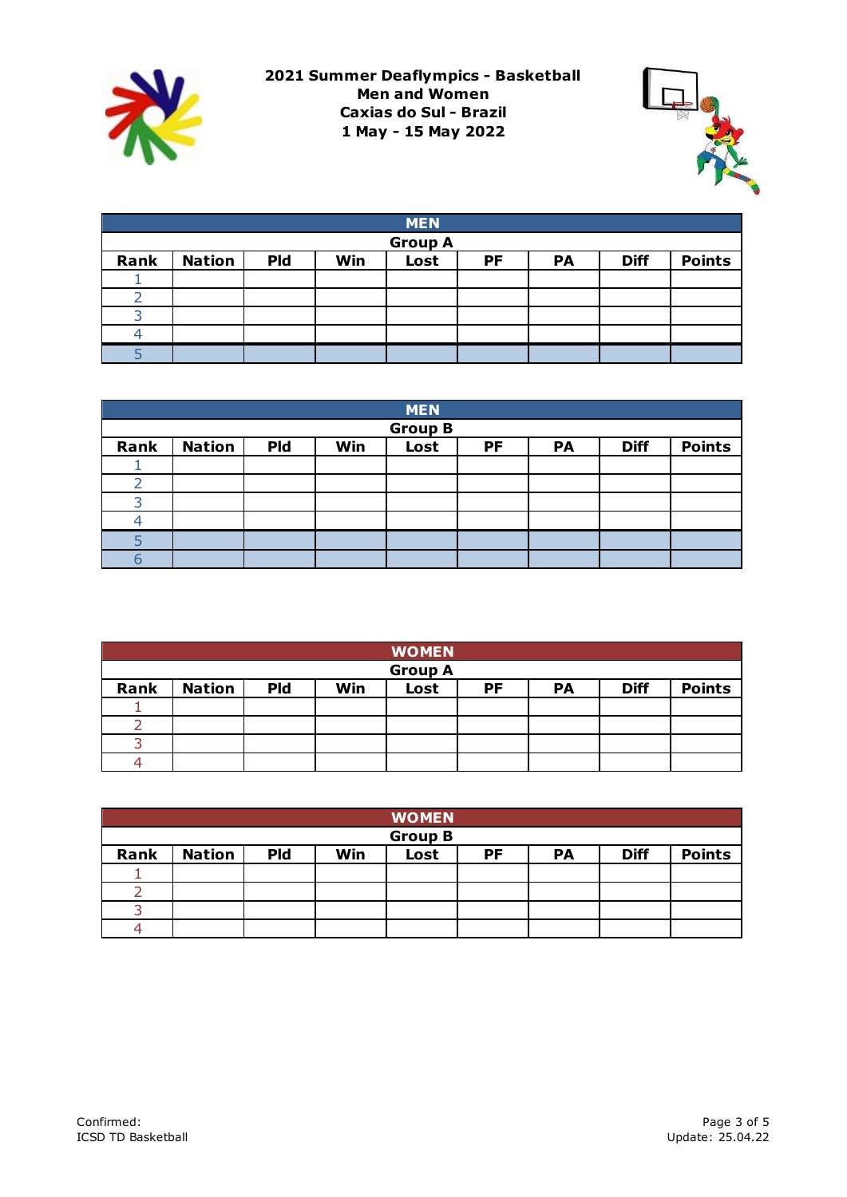**2021 Summer Deaflympics - Basketball**
**Men and Women**
**Caxias do Sul - Brazil**
**1 May - 15 May 2022**

| MEN | | | | | | | | |
|---|---|---|---|---|---|---|---|---|
| Group A | | | | | | | | |
| Rank | Nation | Pld | Win | Lost | PF | PA | Diff | Points |
| 1 | | | | | | | | |
| 2 | | | | | | | | |
| 3 | | | | | | | | |
| 4 | | | | | | | | |
| 5 | | | | | | | | |

| MEN | | | | | | | | |
|---|---|---|---|---|---|---|---|---|
| Group B | | | | | | | | |
| Rank | Nation | Pld | Win | Lost | PF | PA | Diff | Points |
| 1 | | | | | | | | |
| 2 | | | | | | | | |
| 3 | | | | | | | | |
| 4 | | | | | | | | |
| 5 | | | | | | | | |
| 6 | | | | | | | | |

| WOMEN | | | | | | | | |
|---|---|---|---|---|---|---|---|---|
| Group A | | | | | | | | |
| Rank | Nation | Pld | Win | Lost | PF | PA | Diff | Points |
| 1 | | | | | | | | |
| 2 | | | | | | | | |
| 3 | | | | | | | | |
| 4 | | | | | | | | |

| WOMEN | | | | | | | | |
|---|---|---|---|---|---|---|---|---|
| Group B | | | | | | | | |
| Rank | Nation | Pld | Win | Lost | PF | PA | Diff | Points |
| 1 | | | | | | | | |
| 2 | | | | | | | | |
| 3 | | | | | | | | |
| 4 | | | | | | | | |

Confirmed:
ICSD TD Basketball

Update: 25.04.22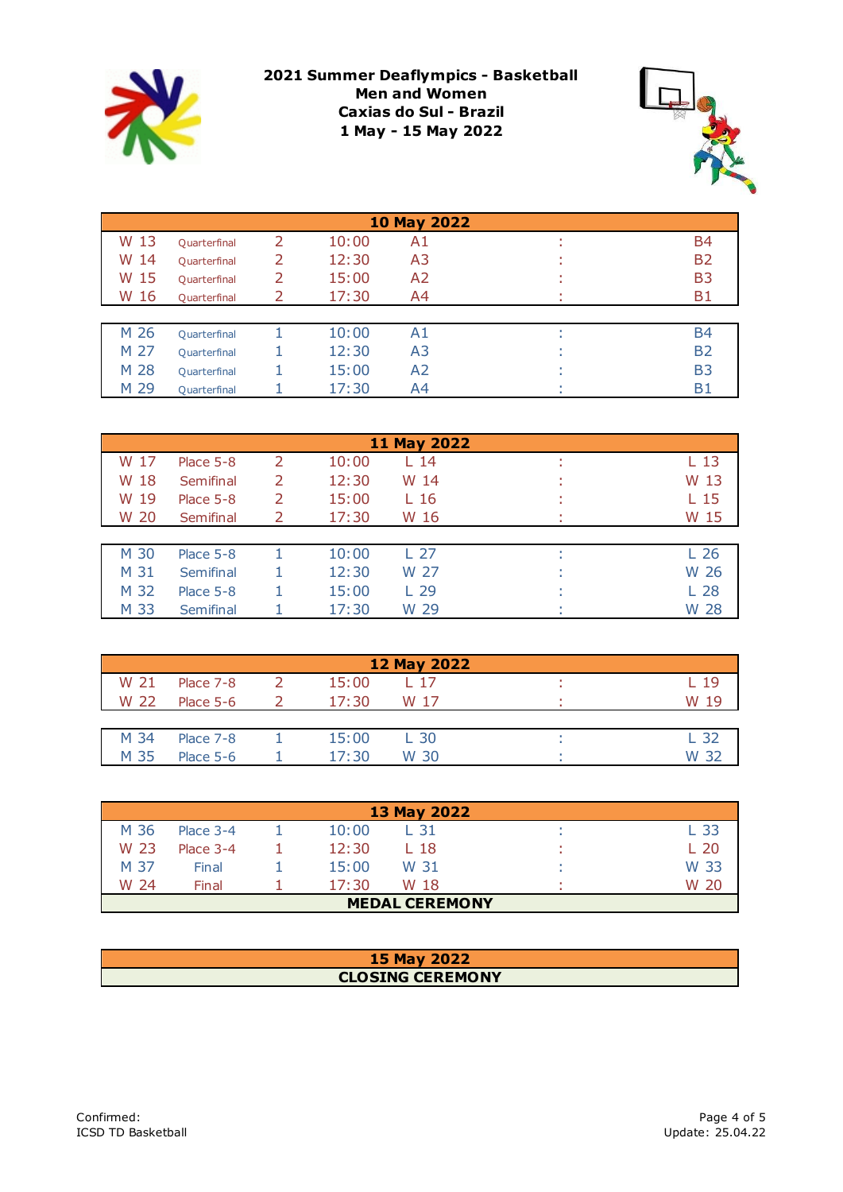# 2021 Summer Deaflympics - Basketball

**Men and Women**

**Caxias do Sul - Brazil**

**1 May - 15 May 2022**

| **10 May 2022** | | | | | | |
|---|---|---|---|---|---|---|
| W 13 | Quarterfinal | 2 | 10:00 | A1 | : | B4 |
| W 14 | Quarterfinal | 2 | 12:30 | A3 | : | B2 |
| W 15 | Quarterfinal | 2 | 15:00 | A2 | : | B3 |
| W 16 | Quarterfinal | 2 | 17:30 | A4 | : | B1 |
| | | | | | | |
| M 26 | Quarterfinal | 1 | 10:00 | A1 | : | B4 |
| M 27 | Quarterfinal | 1 | 12:30 | A3 | : | B2 |
| M 28 | Quarterfinal | 1 | 15:00 | A2 | : | B3 |
| M 29 | Quarterfinal | 1 | 17:30 | A4 | : | B1 |

| **11 May 2022** | | | | | | |
|---|---|---|---|---|---|---|
| W 17 | Place 5-8 | 2 | 10:00 | L 14 | : | L 13 |
| W 18 | Semifinal | 2 | 12:30 | W 14 | : | W 13 |
| W 19 | Place 5-8 | 2 | 15:00 | L 16 | : | L 15 |
| W 20 | Semifinal | 2 | 17:30 | W 16 | : | W 15 |
| | | | | | | |
| M 30 | Place 5-8 | 1 | 10:00 | L 27 | : | L 26 |
| M 31 | Semifinal | 1 | 12:30 | W 27 | : | W 26 |
| M 32 | Place 5-8 | 1 | 15:00 | L 29 | : | L 28 |
| M 33 | Semifinal | 1 | 17:30 | W 29 | : | W 28 |

| **12 May 2022** | | | | | | |
|---|---|---|---|---|---|---|
| W 21 | Place 7-8 | 2 | 15:00 | L 17 | : | L 19 |
| W 22 | Place 5-6 | 2 | 17:30 | W 17 | : | W 19 |
| | | | | | | |
| M 34 | Place 7-8 | 1 | 15:00 | L 30 | : | L 32 |
| M 35 | Place 5-6 | 1 | 17:30 | W 30 | : | W 32 |

| **13 May 2022** | | | | | | |
|---|---|---|---|---|---|---|
| M 36 | Place 3-4 | 1 | 10:00 | L 31 | : | L 33 |
| W 23 | Place 3-4 | 1 | 12:30 | L 18 | : | L 20 |
| M 37 | Final | 1 | 15:00 | W 31 | : | W 33 |
| W 24 | Final | 1 | 17:30 | W 18 | : | W 20 |
| **MEDAL CEREMONY** | | | | | | |

| **15 May 2022** |
|---|
| **CLOSING CEREMONY** |

Confirmed:
ICSD TD Basketball

Update: 25.04.22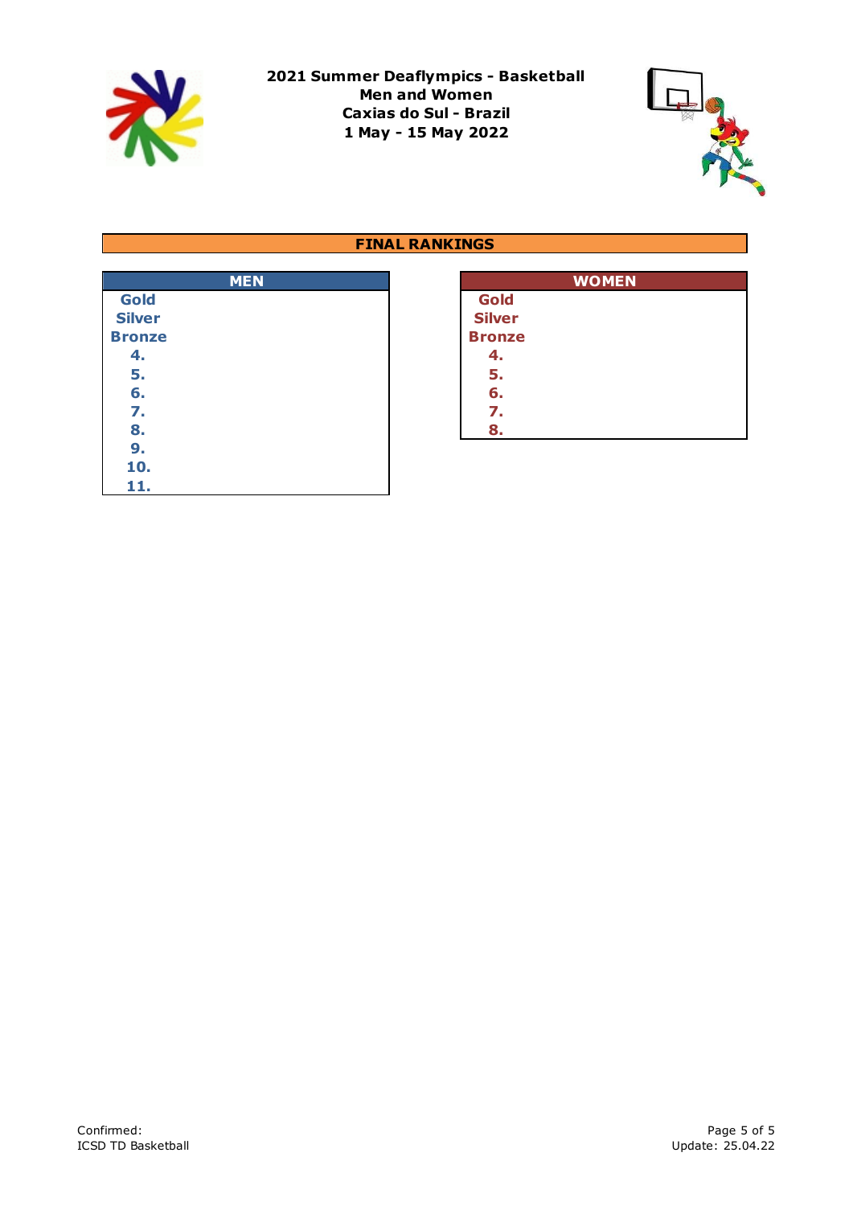**2021 Summer Deaflympics - Basketball**
**Men and Women**
**Caxias do Sul - Brazil**
**1 May - 15 May 2022**

## FINAL RANKINGS

| MEN | |
|---|---|
| Gold | |
| Silver | |
| Bronze | |
| 4. | |
| 5. | |
| 6. | |
| 7. | |
| 8. | |
| 9. | |
| 10. | |
| 11. | |

| WOMEN | |
|---|---|
| Gold | |
| Silver | |
| Bronze | |
| 4. | |
| 5. | |
| 6. | |
| 7. | |
| 8. | |

Confirmed:
ICSD TD Basketball

Update: 25.04.22